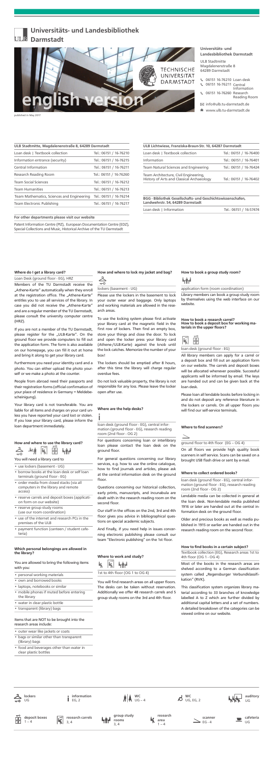# Universitäts- und Landesbibliothek Darmstadt

TECHNISCHE UNIVERSITÄT DARMSTADT

**english version**

published in May 2017

**Universitäts- und Landesbibliothek Darmstadt**

ULB Stadtmitte
Magdalenenstraße 8
64289 Darmstadt

- 06151 16-76210 Loan desk
- 06151 16-76211 Central Information
- 06151 16-76260 Research Reading Room

info@ulb.tu-darmstadt.de
www.ulb.tu-darmstadt.de

| ULB Stadtmitte, Magdalenenstraße 8, 64289 Darmstadt | |
|---|---|
| Loan desk \| Textbook collection | Tel.: 06151 / 16-76210 |
| Information entrance (security) | Tel.: 06151 / 16-76215 |
| Central Information | Tel.: 06151 / 16-76211 |
| Research Reading Room | Tel.: 06151 / 16-76260 |
| Team Social Sciences | Tel.: 06151 / 16-76212 |
| Team Humanities | Tel.: 06151 / 16-76213 |
| Team Mathematics, Sciences and Engineering | Tel.: 06151 / 16-76214 |
| Team Electronic Publishing | Tel.: 06151 / 16-76217 |

**For other departments please visit our website**

Patent Information Centre (PIZ), European Documentation Centre (EDZ), Special Collections and Music, Historical Archive of the TU Darmstadt

| ULB Lichtwiese, Franziska-Braun-Str. 10, 64287 Darmstadt | |
|---|---|
| Loan desk \| Textbook collection | Tel.: 06151 / 16-76400 |
| Information | Tel.: 06151 / 16-76401 |
| Team Natural Sciences and Engineering | Tel.: 06151 / 16-76424 |
| Team Architecture, Civil Engineering, History of Arts and Classical Archaeology | Tel.: 06151 / 16-76402 |

| BGG - Bibliothek Gesellschafts- und Geschichtswissenschaften, Landwehrstr. 54, 64289 Darmstadt | |
|---|---|
| Loan desk \| Information | Tel.: 06151 / 16-57474 |

### Where do I get a library card?

Loan Desk (ground floor - EG), HRZ

Members of the TU Darmstadt receive the „Athene-Karte" automatically when they enroll at the registration office. The „Athene-Karte" entitles you to use all services of the library. In case you did not receive the „Athene-Karte" and are a regular member of the TU Darmstadt, please consult the university computer centre (HRZ).

If you are not a member of the TU Darmstadt, please register for the „ULB-Karte". On the ground floor we provide computers to fill out the application form. The form is also available on our homepage, you can fill it out at home and bring it along to get your library card.

Furthermore you need your identity card and a photo. You can either upload the photo yourself or we make a photo at the counter.

People from abroad need their passports and their registration forms (official confirmation of your place of residence in Germany = Meldebescheinigung).

Your library card is not transferable. You are liable for all items and charges on your card unless you have reported your card lost or stolen. If you lose your library card, please inform the loan department immediately.

### How and where to use the library card?

You will need a library card to

- use lockers (basement - UG)
- borrow books at the loan desk or self loan terminals (ground floor - EG)
- order media from closed stacks (via all computers in the library and remote access)
- reserve carrels and deposit boxes (application form on our website)
- reserve group study rooms (use our room coordination)
- use of the internet and research PCs in the premises of the ULB
- payment function (canteen / student cafeteria)

### Which personal belongings are allowed in the library?

You are allowed to bring the following items with you:

- personal working materials
- own and borrowed books
- laptops, notebooks or similar
- mobile phones if muted before entering the library
- water in clear plastic bottle
- transparent (library) bags

Items that are NOT to be brought into the research areas include:

- outer wear like jackets or coats
- bags or similar other than transparent (library) bags
- food and beverages other than water in clear plastic bottles

### How and where to lock my jacket and bag?

lockers (basement - UG)

Please use the lockers in the basement to lock your outer wear and baggage. Only laptops and working materials are allowed in the research areas.

To use the locking system please first activate your library card at the magnetic field in the first row of lockers. Then find an empty box, store your things and close the door. To lock and open the locker press your library card (Athene-/ULB-Karte) against the knob until the lock catches. Memorize the number of your box!

The lockers should be emptied after 8 hours, after this time the library will charge regular overdue fees.

Do not lock valuable property, the library is not responsible for any loss. Please leave the locker open after use.

### Where are the help desks?

loan desk (ground floor - EG), central information (ground floor - EG), research reading room (2nd floor - OG 2)

For questions concerning loan or interlibrary loan please contact the loan desk on the ground floor.

For general questions concerning our library services, e.g. how to use the online catalogue, how to find journals and articles, please ask at the central information desk on the ground floor.

Questions concerning our historical collection, early prints, manuscripts, and incunabula are dealt with in the research reading room on the second floor.

Our staff in the offices on the 2nd, 3rd and 4th floor gives you advice in bibliographical questions on special academic subjects.

And finally, if you need help in issues concerning electronic publishing please consult our team "Electronic publishing" on the 1st floor.

### Where to work and study?

1st to 4th floor (OG 1 to OG 4)

You will find research areas on all upper floors. The desks can be taken without reservation. Additionally we offer 48 research carrels and 5 group study rooms on the 3rd and 4th floor.

### How to book a group study room?

application form (room coordination)

Library members can book a group study room by themselves using the web interface on our website.

### How to book a research carrel? How to book a deposit box for working materials in the upper floors?

loan desk (ground floor - EG)

All library members can apply for a carrel or a deposit box and fill out an application form on our website. The carrels and deposit boxes will be allocated whenever possible. Successful applicants will be informed by email. The keys are handed out and can be given back at the loan desk.

Please loan all lendable books before locking in the lockers or carrels. On all upper floors you will find our self-service terminals.

### Where to find scanners?

ground floor to 4th floor (EG – OG 4)

On all floors we provide high quality book scanners in self service. Scans can be saved on a brought USB flash drive or sent by e-mail.

### Where to collect ordered books?

loan desk (ground floor - EG), central information (ground floor - EG), research reading room (2nd floor - OG 2)

Lendable media can be collected in general at the loan desk. Non-lendable media published 1916 or later are handed out at the central information desk on the ground floor.

Older and precious books as well as media published in 1915 or earlier are handed out in the research reading room on the second floor.

### How to find books in a certain subject?

Textbook collection (EG), Research areas 1st to 4th floor (OG 1 - OG 4)

Most of the books in the research areas are shelved according to a German classification system called „Regensburger Verbundklassifikation" (RVK).

This classification system organizes library material according to 33 branches of knowledge labelled A to Z which are further divided by additional capital letters and a set of numbers. A detailed breakdown of the categories can be viewed online on our website.

**lockers** UG | **information** EG, 2 | **WC** UG – 4 | **WC** UG, EG, 2 | **auditory** UG | **deposit boxes** 1 – 4 | **research carrels** 3, 4 | **group study rooms** 3, 4 | **research area** 1 – 4 | **scanner** EG - 4 | **cafeteria** UG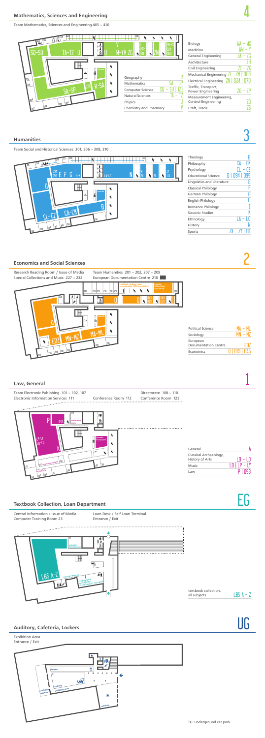## Mathematics, Sciences and Engineering

4

Team Mathematics, Sciences and Engineering 405 – 410

| | |
|---|---|
| Geography | R |
| Mathematics | SA – SP |
| Computer Science | SQ – SU \| 121 |
| Natural Sciences | TA – TZ |
| Physics | U |
| Chemistry and Pharmacy | V |

| | |
|---|---|
| Biology | WA – WX |
| Medicine | WW – Y |
| General Engineering | ZA – ZG |
| Architecture | ZH |
| Civil Engineering | ZI – ZK |
| Mechanical Engineering | ZL – ZM \| 068 |
| Electrical Engineering | ZN \| 024 \| 070 |
| Traffic, Transport, Power Engineering | ZO – ZP |
| Measurement Engineering, Control Engineering | ZQ |
| Craft, Trade | ZS |

## Humanities

3

Team Social and Historical Sciences 301, 306 – 308, 310

| | |
|---|---|
| Theology | B |
| Philosophy | CA – CK |
| Psychology | CL – CZ |
| Educational Science | D \| 094 \| 095 |
| Linguistics and Literature | E |
| Classical Philology | F |
| German Philology | G |
| English Philology | H |
| Romance Philology | I |
| Slavonic Studies | K |
| Ethnology | LA – LC |
| History | N |
| Sports | ZX – ZY \| 111 |

## Economics and Social Sciences

2

Research Reading Room / Issue of Media
Special Collections and Music 227 – 232

Team Humanities 201 – 202, 207 – 209
European Documentation Centre 210

| | |
|---|---|
| Political Science | MA – ML |
| Sociology | MN – MZ |
| European Documentation Centre | EDZ |
| Economics | Q \| 019 \| 045 |

## Law, General

1

Team Electronic Publishing 101 – 102, 107
Electronic Information Services 111

Conference Room 112

Directorate 108 – 110
Conference Room 123

| | |
|---|---|
| General | A |
| Classical Archaeology, History of Arts | LD – LO |
| Music | LD \| LP – LY |
| Law | P \| 053 |

## Textbook Collection, Loan Department

EG

Central Information / Issue of Media
Computer Training Room 23

Loan Desk / Self Loan Terminal
Entrance / Exit

| | |
|---|---|
| textbook collection, all subjects | LBS A – Z |

## Auditory, Cafeteria, Lockers

UG

Exhibition Area
Entrance / Exit

TG: underground car park